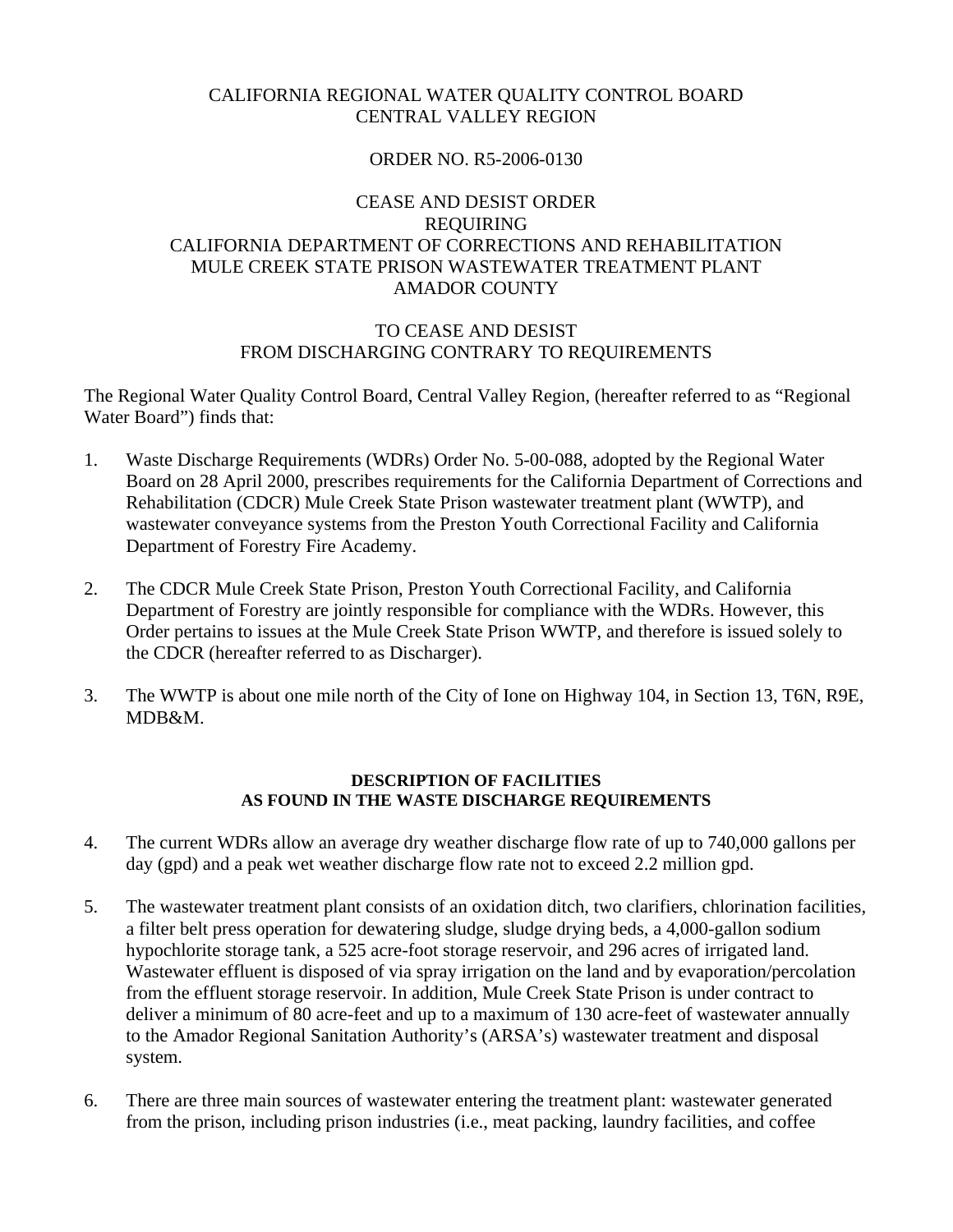CALIFORNIA REGIONAL WATER QUALITY CONTROL BOARD
CENTRAL VALLEY REGION

ORDER NO. R5-2006-0130

CEASE AND DESIST ORDER
REQUIRING
CALIFORNIA DEPARTMENT OF CORRECTIONS AND REHABILITATION
MULE CREEK STATE PRISON WASTEWATER TREATMENT PLANT
AMADOR COUNTY

TO CEASE AND DESIST
FROM DISCHARGING CONTRARY TO REQUIREMENTS

The Regional Water Quality Control Board, Central Valley Region, (hereafter referred to as "Regional Water Board") finds that:

1. Waste Discharge Requirements (WDRs) Order No. 5-00-088, adopted by the Regional Water Board on 28 April 2000, prescribes requirements for the California Department of Corrections and Rehabilitation (CDCR) Mule Creek State Prison wastewater treatment plant (WWTP), and wastewater conveyance systems from the Preston Youth Correctional Facility and California Department of Forestry Fire Academy.

2. The CDCR Mule Creek State Prison, Preston Youth Correctional Facility, and California Department of Forestry are jointly responsible for compliance with the WDRs. However, this Order pertains to issues at the Mule Creek State Prison WWTP, and therefore is issued solely to the CDCR (hereafter referred to as Discharger).

3. The WWTP is about one mile north of the City of Ione on Highway 104, in Section 13, T6N, R9E, MDB&M.

**DESCRIPTION OF FACILITIES**
**AS FOUND IN THE WASTE DISCHARGE REQUIREMENTS**

4. The current WDRs allow an average dry weather discharge flow rate of up to 740,000 gallons per day (gpd) and a peak wet weather discharge flow rate not to exceed 2.2 million gpd.

5. The wastewater treatment plant consists of an oxidation ditch, two clarifiers, chlorination facilities, a filter belt press operation for dewatering sludge, sludge drying beds, a 4,000-gallon sodium hypochlorite storage tank, a 525 acre-foot storage reservoir, and 296 acres of irrigated land. Wastewater effluent is disposed of via spray irrigation on the land and by evaporation/percolation from the effluent storage reservoir. In addition, Mule Creek State Prison is under contract to deliver a minimum of 80 acre-feet and up to a maximum of 130 acre-feet of wastewater annually to the Amador Regional Sanitation Authority's (ARSA's) wastewater treatment and disposal system.

6. There are three main sources of wastewater entering the treatment plant: wastewater generated from the prison, including prison industries (i.e., meat packing, laundry facilities, and coffee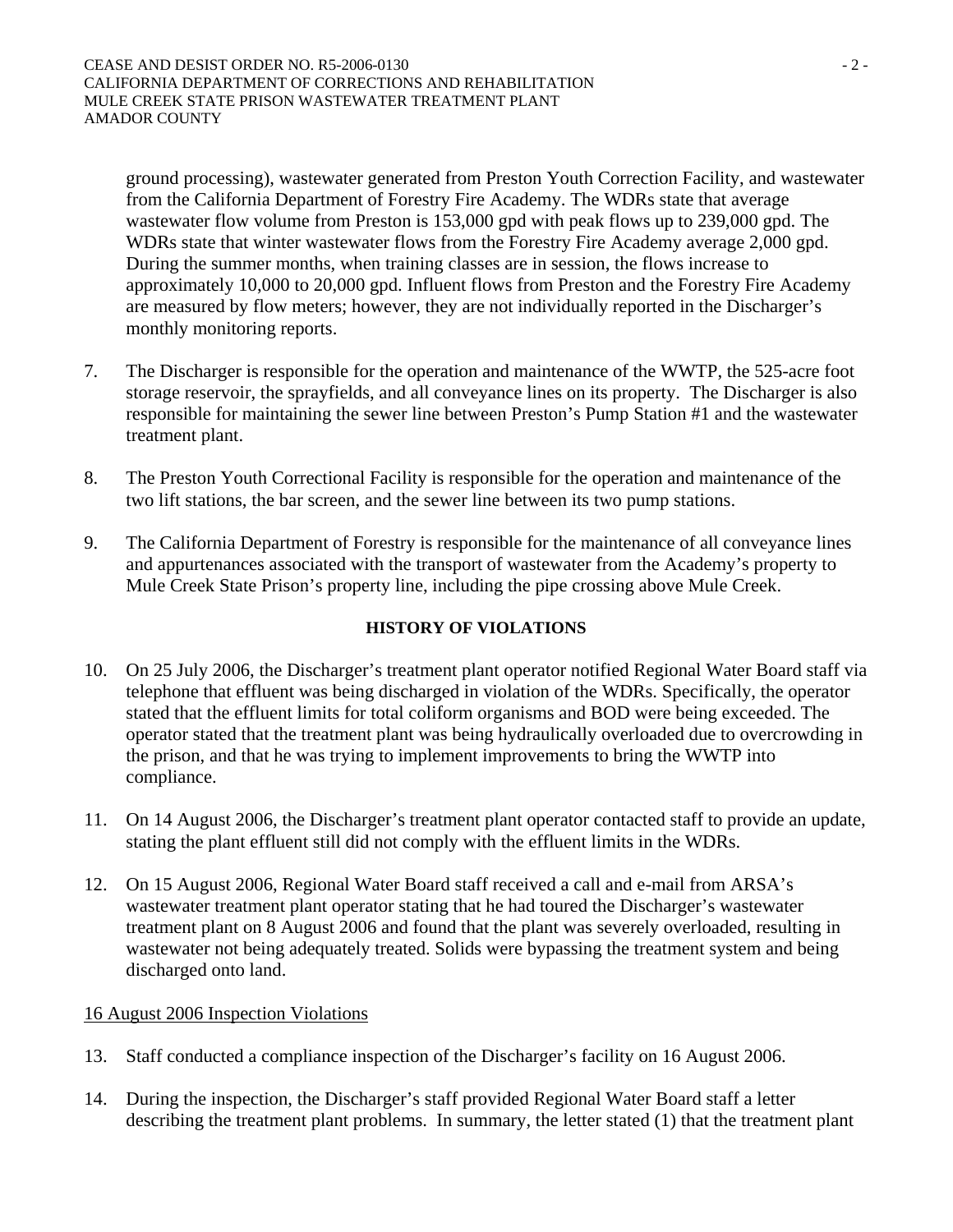ground processing), wastewater generated from Preston Youth Correction Facility, and wastewater from the California Department of Forestry Fire Academy. The WDRs state that average wastewater flow volume from Preston is 153,000 gpd with peak flows up to 239,000 gpd. The WDRs state that winter wastewater flows from the Forestry Fire Academy average 2,000 gpd. During the summer months, when training classes are in session, the flows increase to approximately 10,000 to 20,000 gpd. Influent flows from Preston and the Forestry Fire Academy are measured by flow meters; however, they are not individually reported in the Discharger's monthly monitoring reports.

7. The Discharger is responsible for the operation and maintenance of the WWTP, the 525-acre foot storage reservoir, the sprayfields, and all conveyance lines on its property. The Discharger is also responsible for maintaining the sewer line between Preston's Pump Station #1 and the wastewater treatment plant.

8. The Preston Youth Correctional Facility is responsible for the operation and maintenance of the two lift stations, the bar screen, and the sewer line between its two pump stations.

9. The California Department of Forestry is responsible for the maintenance of all conveyance lines and appurtenances associated with the transport of wastewater from the Academy's property to Mule Creek State Prison's property line, including the pipe crossing above Mule Creek.

**HISTORY OF VIOLATIONS**

10. On 25 July 2006, the Discharger's treatment plant operator notified Regional Water Board staff via telephone that effluent was being discharged in violation of the WDRs. Specifically, the operator stated that the effluent limits for total coliform organisms and BOD were being exceeded. The operator stated that the treatment plant was being hydraulically overloaded due to overcrowding in the prison, and that he was trying to implement improvements to bring the WWTP into compliance.

11. On 14 August 2006, the Discharger's treatment plant operator contacted staff to provide an update, stating the plant effluent still did not comply with the effluent limits in the WDRs.

12. On 15 August 2006, Regional Water Board staff received a call and e-mail from ARSA's wastewater treatment plant operator stating that he had toured the Discharger's wastewater treatment plant on 8 August 2006 and found that the plant was severely overloaded, resulting in wastewater not being adequately treated. Solids were bypassing the treatment system and being discharged onto land.

<u>16 August 2006 Inspection Violations</u>

13. Staff conducted a compliance inspection of the Discharger's facility on 16 August 2006.

14. During the inspection, the Discharger's staff provided Regional Water Board staff a letter describing the treatment plant problems. In summary, the letter stated (1) that the treatment plant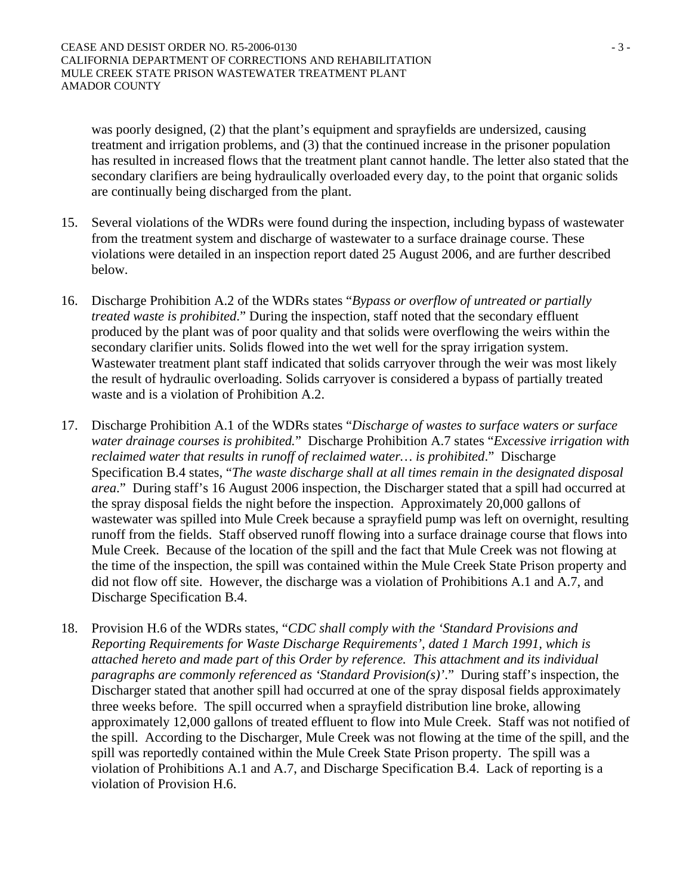was poorly designed, (2) that the plant's equipment and sprayfields are undersized, causing treatment and irrigation problems, and (3) that the continued increase in the prisoner population has resulted in increased flows that the treatment plant cannot handle. The letter also stated that the secondary clarifiers are being hydraulically overloaded every day, to the point that organic solids are continually being discharged from the plant.

15. Several violations of the WDRs were found during the inspection, including bypass of wastewater from the treatment system and discharge of wastewater to a surface drainage course. These violations were detailed in an inspection report dated 25 August 2006, and are further described below.

16. Discharge Prohibition A.2 of the WDRs states "*Bypass or overflow of untreated or partially treated waste is prohibited*." During the inspection, staff noted that the secondary effluent produced by the plant was of poor quality and that solids were overflowing the weirs within the secondary clarifier units. Solids flowed into the wet well for the spray irrigation system. Wastewater treatment plant staff indicated that solids carryover through the weir was most likely the result of hydraulic overloading. Solids carryover is considered a bypass of partially treated waste and is a violation of Prohibition A.2.

17. Discharge Prohibition A.1 of the WDRs states "*Discharge of wastes to surface waters or surface water drainage courses is prohibited.*" Discharge Prohibition A.7 states "*Excessive irrigation with reclaimed water that results in runoff of reclaimed water… is prohibited*." Discharge Specification B.4 states, "*The waste discharge shall at all times remain in the designated disposal area*." During staff's 16 August 2006 inspection, the Discharger stated that a spill had occurred at the spray disposal fields the night before the inspection. Approximately 20,000 gallons of wastewater was spilled into Mule Creek because a sprayfield pump was left on overnight, resulting runoff from the fields. Staff observed runoff flowing into a surface drainage course that flows into Mule Creek. Because of the location of the spill and the fact that Mule Creek was not flowing at the time of the inspection, the spill was contained within the Mule Creek State Prison property and did not flow off site. However, the discharge was a violation of Prohibitions A.1 and A.7, and Discharge Specification B.4.

18. Provision H.6 of the WDRs states, "*CDC shall comply with the 'Standard Provisions and Reporting Requirements for Waste Discharge Requirements', dated 1 March 1991, which is attached hereto and made part of this Order by reference. This attachment and its individual paragraphs are commonly referenced as 'Standard Provision(s)'*." During staff's inspection, the Discharger stated that another spill had occurred at one of the spray disposal fields approximately three weeks before. The spill occurred when a sprayfield distribution line broke, allowing approximately 12,000 gallons of treated effluent to flow into Mule Creek. Staff was not notified of the spill. According to the Discharger, Mule Creek was not flowing at the time of the spill, and the spill was reportedly contained within the Mule Creek State Prison property. The spill was a violation of Prohibitions A.1 and A.7, and Discharge Specification B.4. Lack of reporting is a violation of Provision H.6.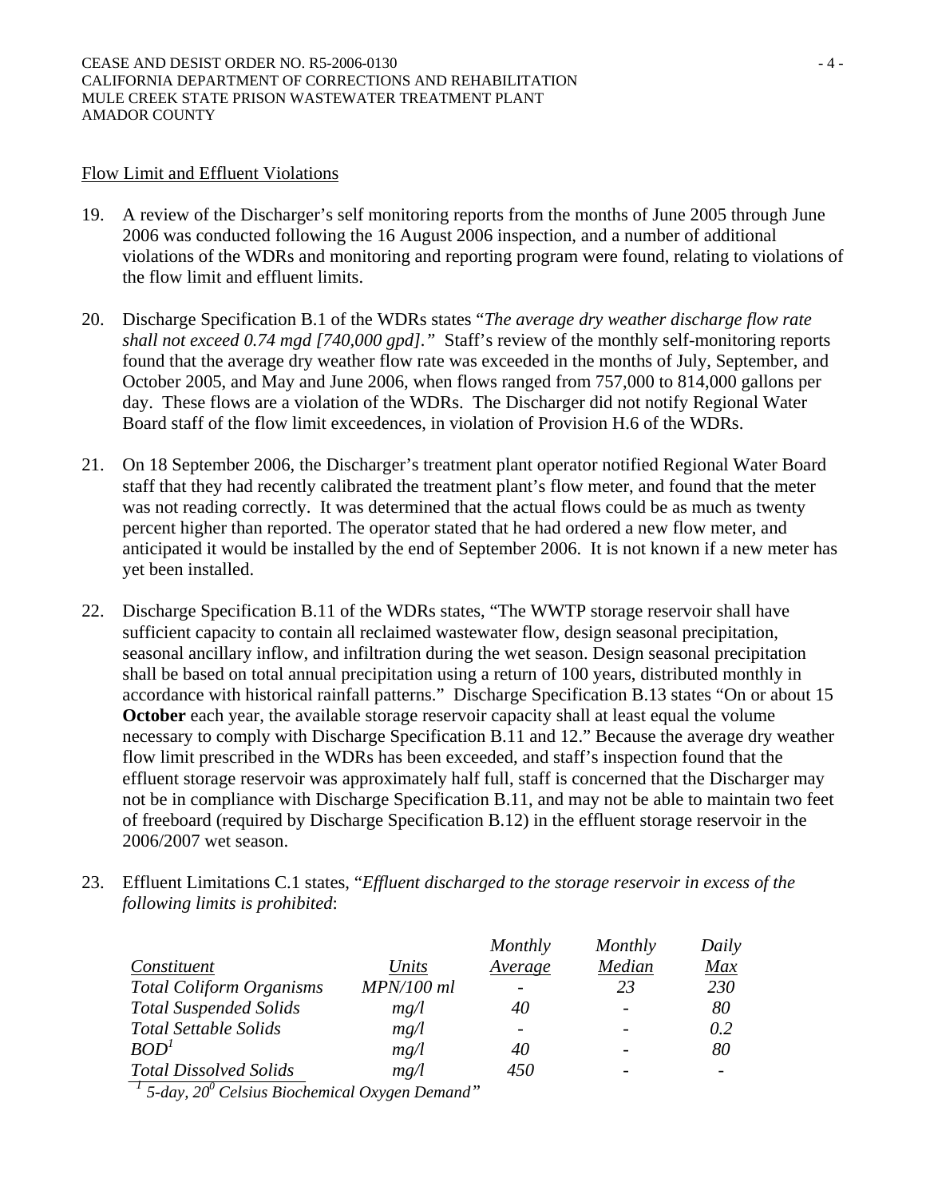Flow Limit and Effluent Violations

19. A review of the Discharger's self monitoring reports from the months of June 2005 through June 2006 was conducted following the 16 August 2006 inspection, and a number of additional violations of the WDRs and monitoring and reporting program were found, relating to violations of the flow limit and effluent limits.

20. Discharge Specification B.1 of the WDRs states "*The average dry weather discharge flow rate shall not exceed 0.74 mgd [740,000 gpd].*" Staff's review of the monthly self-monitoring reports found that the average dry weather flow rate was exceeded in the months of July, September, and October 2005, and May and June 2006, when flows ranged from 757,000 to 814,000 gallons per day. These flows are a violation of the WDRs. The Discharger did not notify Regional Water Board staff of the flow limit exceedences, in violation of Provision H.6 of the WDRs.

21. On 18 September 2006, the Discharger's treatment plant operator notified Regional Water Board staff that they had recently calibrated the treatment plant's flow meter, and found that the meter was not reading correctly. It was determined that the actual flows could be as much as twenty percent higher than reported. The operator stated that he had ordered a new flow meter, and anticipated it would be installed by the end of September 2006. It is not known if a new meter has yet been installed.

22. Discharge Specification B.11 of the WDRs states, "The WWTP storage reservoir shall have sufficient capacity to contain all reclaimed wastewater flow, design seasonal precipitation, seasonal ancillary inflow, and infiltration during the wet season. Design seasonal precipitation shall be based on total annual precipitation using a return of 100 years, distributed monthly in accordance with historical rainfall patterns." Discharge Specification B.13 states "On or about 15 **October** each year, the available storage reservoir capacity shall at least equal the volume necessary to comply with Discharge Specification B.11 and 12." Because the average dry weather flow limit prescribed in the WDRs has been exceeded, and staff's inspection found that the effluent storage reservoir was approximately half full, staff is concerned that the Discharger may not be in compliance with Discharge Specification B.11, and may not be able to maintain two feet of freeboard (required by Discharge Specification B.12) in the effluent storage reservoir in the 2006/2007 wet season.

23. Effluent Limitations C.1 states, "*Effluent discharged to the storage reservoir in excess of the following limits is prohibited*:

| *Constituent* | *Units* | *Monthly Average* | *Monthly Median* | *Daily Max* |
|---|---|---|---|---|
| *Total Coliform Organisms* | *MPN/100 ml* | - | *23* | *230* |
| *Total Suspended Solids* | *mg/l* | *40* | - | *80* |
| *Total Settable Solids* | *mg/l* | - | - | *0.2* |
| *BOD*[1] | *mg/l* | *40* | - | *80* |
| *Total Dissolved Solids* | *mg/l* | *450* | - | - |

[1] *5-day, $20^0$ Celsius Biochemical Oxygen Demand*"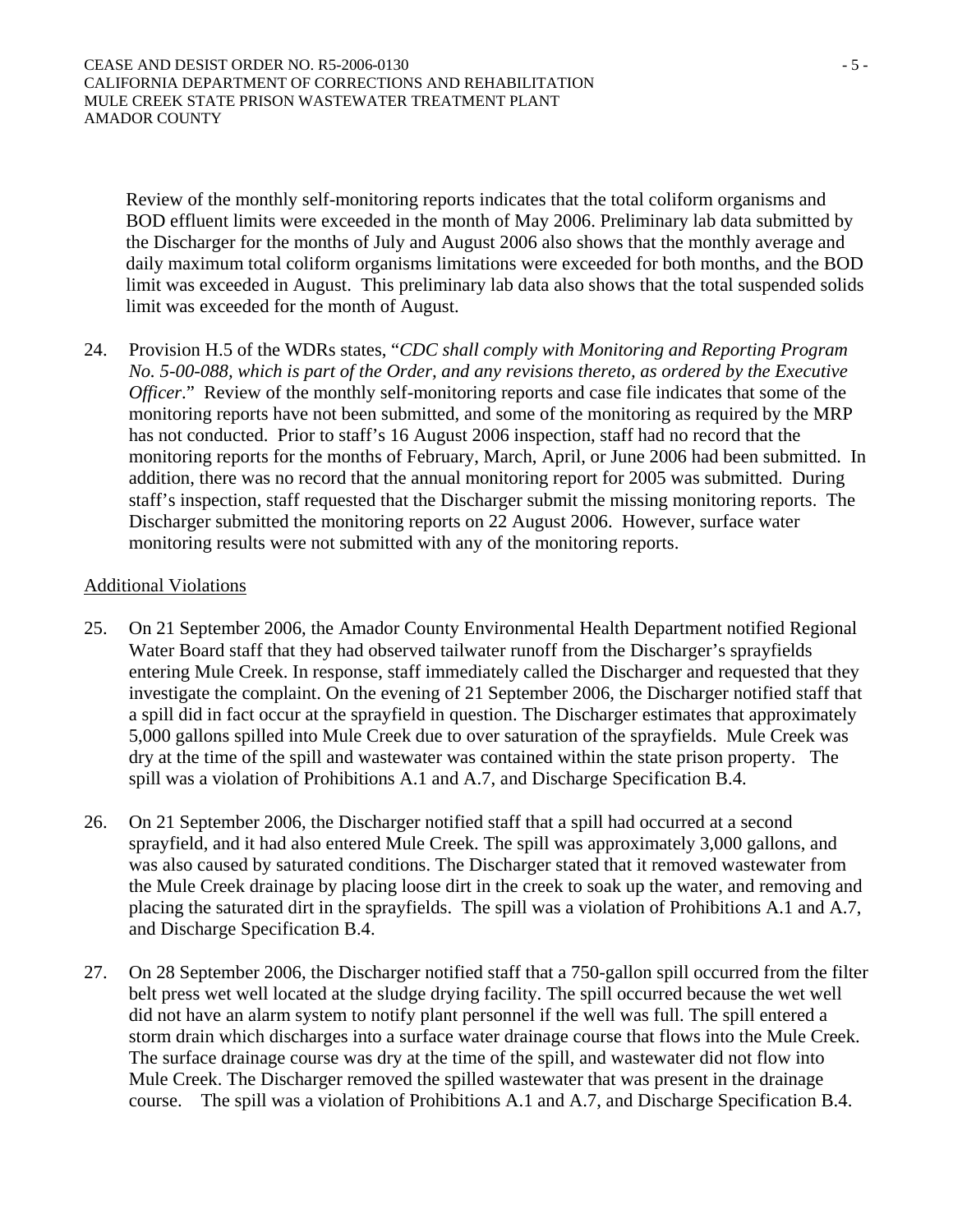Review of the monthly self-monitoring reports indicates that the total coliform organisms and BOD effluent limits were exceeded in the month of May 2006. Preliminary lab data submitted by the Discharger for the months of July and August 2006 also shows that the monthly average and daily maximum total coliform organisms limitations were exceeded for both months, and the BOD limit was exceeded in August. This preliminary lab data also shows that the total suspended solids limit was exceeded for the month of August.

24. Provision H.5 of the WDRs states, "*CDC shall comply with Monitoring and Reporting Program No. 5-00-088, which is part of the Order, and any revisions thereto, as ordered by the Executive Officer*." Review of the monthly self-monitoring reports and case file indicates that some of the monitoring reports have not been submitted, and some of the monitoring as required by the MRP has not conducted. Prior to staff's 16 August 2006 inspection, staff had no record that the monitoring reports for the months of February, March, April, or June 2006 had been submitted. In addition, there was no record that the annual monitoring report for 2005 was submitted. During staff's inspection, staff requested that the Discharger submit the missing monitoring reports. The Discharger submitted the monitoring reports on 22 August 2006. However, surface water monitoring results were not submitted with any of the monitoring reports.

<u>Additional Violations</u>

25. On 21 September 2006, the Amador County Environmental Health Department notified Regional Water Board staff that they had observed tailwater runoff from the Discharger's sprayfields entering Mule Creek. In response, staff immediately called the Discharger and requested that they investigate the complaint. On the evening of 21 September 2006, the Discharger notified staff that a spill did in fact occur at the sprayfield in question. The Discharger estimates that approximately 5,000 gallons spilled into Mule Creek due to over saturation of the sprayfields. Mule Creek was dry at the time of the spill and wastewater was contained within the state prison property. The spill was a violation of Prohibitions A.1 and A.7, and Discharge Specification B.4.

26. On 21 September 2006, the Discharger notified staff that a spill had occurred at a second sprayfield, and it had also entered Mule Creek. The spill was approximately 3,000 gallons, and was also caused by saturated conditions. The Discharger stated that it removed wastewater from the Mule Creek drainage by placing loose dirt in the creek to soak up the water, and removing and placing the saturated dirt in the sprayfields. The spill was a violation of Prohibitions A.1 and A.7, and Discharge Specification B.4.

27. On 28 September 2006, the Discharger notified staff that a 750-gallon spill occurred from the filter belt press wet well located at the sludge drying facility. The spill occurred because the wet well did not have an alarm system to notify plant personnel if the well was full. The spill entered a storm drain which discharges into a surface water drainage course that flows into the Mule Creek. The surface drainage course was dry at the time of the spill, and wastewater did not flow into Mule Creek. The Discharger removed the spilled wastewater that was present in the drainage course. The spill was a violation of Prohibitions A.1 and A.7, and Discharge Specification B.4.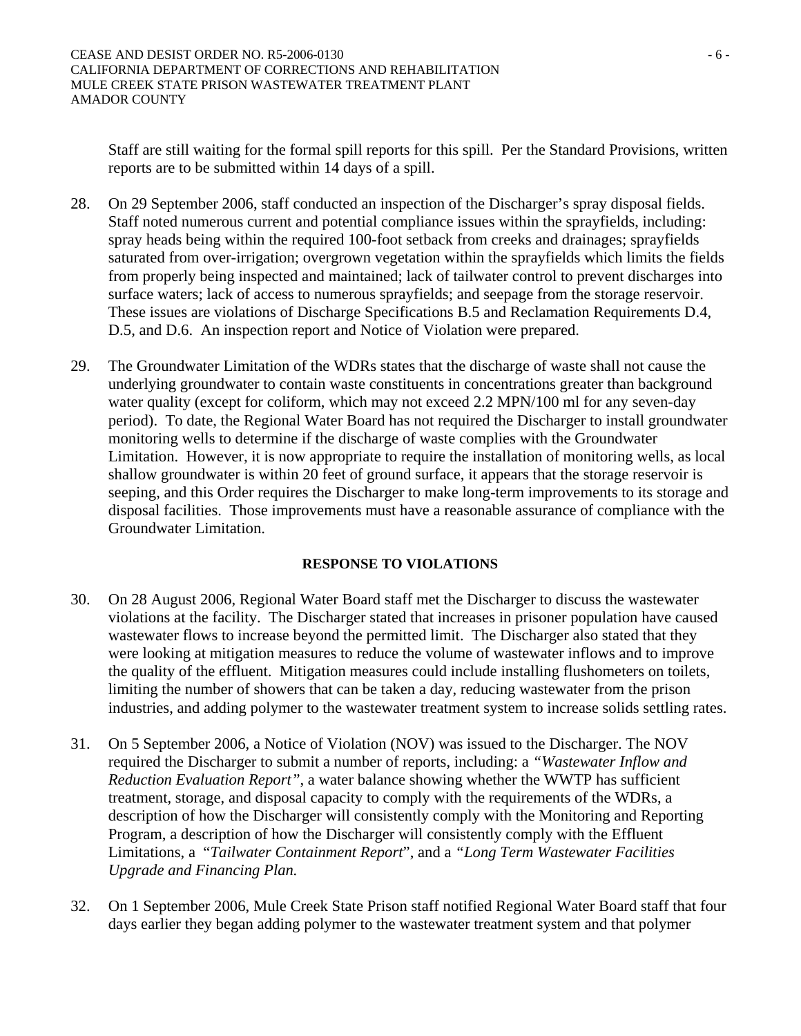Staff are still waiting for the formal spill reports for this spill. Per the Standard Provisions, written reports are to be submitted within 14 days of a spill.

28. On 29 September 2006, staff conducted an inspection of the Discharger's spray disposal fields. Staff noted numerous current and potential compliance issues within the sprayfields, including: spray heads being within the required 100-foot setback from creeks and drainages; sprayfields saturated from over-irrigation; overgrown vegetation within the sprayfields which limits the fields from properly being inspected and maintained; lack of tailwater control to prevent discharges into surface waters; lack of access to numerous sprayfields; and seepage from the storage reservoir. These issues are violations of Discharge Specifications B.5 and Reclamation Requirements D.4, D.5, and D.6. An inspection report and Notice of Violation were prepared.

29. The Groundwater Limitation of the WDRs states that the discharge of waste shall not cause the underlying groundwater to contain waste constituents in concentrations greater than background water quality (except for coliform, which may not exceed 2.2 MPN/100 ml for any seven-day period). To date, the Regional Water Board has not required the Discharger to install groundwater monitoring wells to determine if the discharge of waste complies with the Groundwater Limitation. However, it is now appropriate to require the installation of monitoring wells, as local shallow groundwater is within 20 feet of ground surface, it appears that the storage reservoir is seeping, and this Order requires the Discharger to make long-term improvements to its storage and disposal facilities. Those improvements must have a reasonable assurance of compliance with the Groundwater Limitation.

## RESPONSE TO VIOLATIONS

30. On 28 August 2006, Regional Water Board staff met the Discharger to discuss the wastewater violations at the facility. The Discharger stated that increases in prisoner population have caused wastewater flows to increase beyond the permitted limit. The Discharger also stated that they were looking at mitigation measures to reduce the volume of wastewater inflows and to improve the quality of the effluent. Mitigation measures could include installing flushometers on toilets, limiting the number of showers that can be taken a day, reducing wastewater from the prison industries, and adding polymer to the wastewater treatment system to increase solids settling rates.

31. On 5 September 2006, a Notice of Violation (NOV) was issued to the Discharger. The NOV required the Discharger to submit a number of reports, including: a *"Wastewater Inflow and Reduction Evaluation Report"*, a water balance showing whether the WWTP has sufficient treatment, storage, and disposal capacity to comply with the requirements of the WDRs, a description of how the Discharger will consistently comply with the Monitoring and Reporting Program, a description of how the Discharger will consistently comply with the Effluent Limitations, a *"Tailwater Containment Report*", and a *"Long Term Wastewater Facilities Upgrade and Financing Plan.*

32. On 1 September 2006, Mule Creek State Prison staff notified Regional Water Board staff that four days earlier they began adding polymer to the wastewater treatment system and that polymer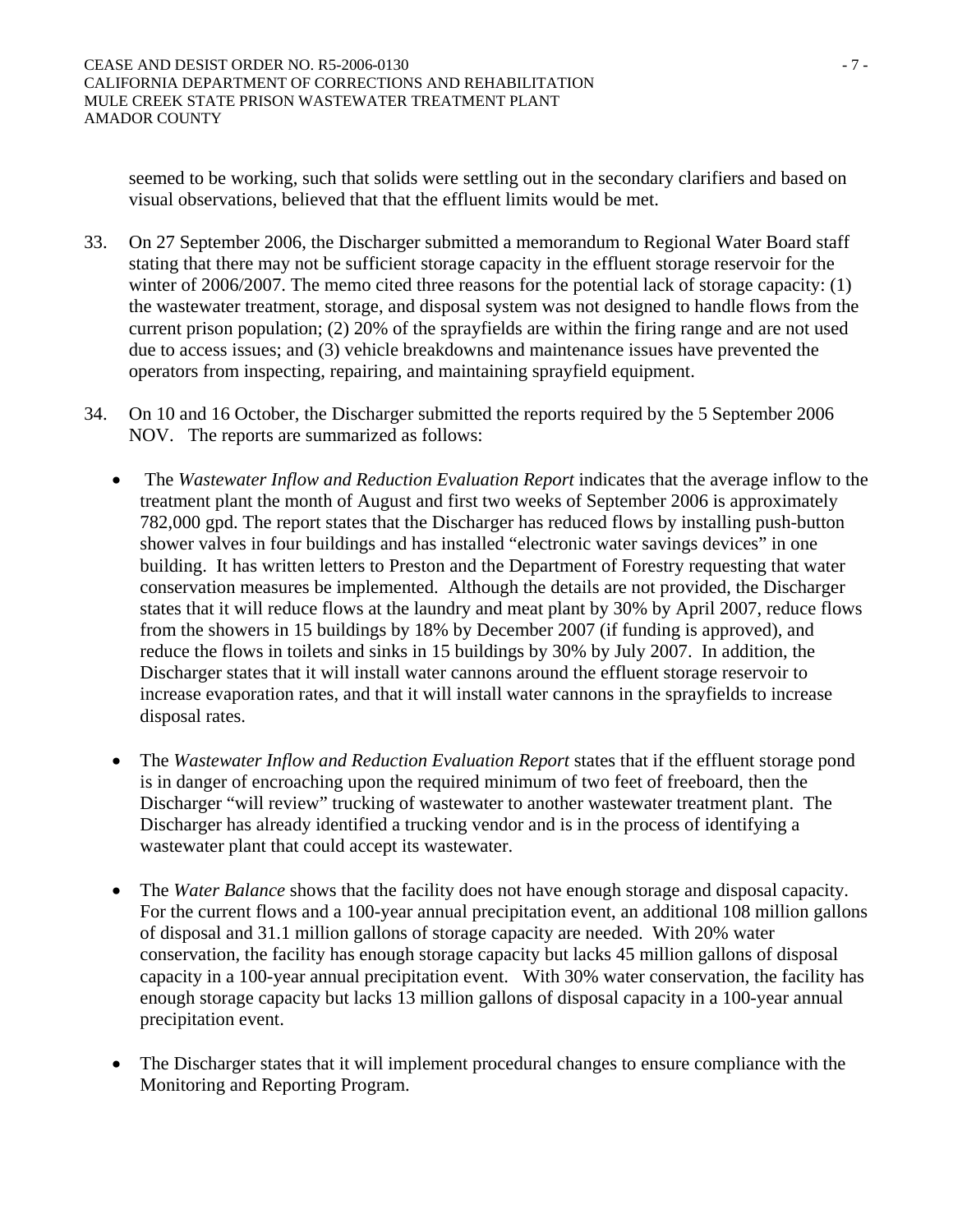seemed to be working, such that solids were settling out in the secondary clarifiers and based on visual observations, believed that that the effluent limits would be met.

33. On 27 September 2006, the Discharger submitted a memorandum to Regional Water Board staff stating that there may not be sufficient storage capacity in the effluent storage reservoir for the winter of 2006/2007. The memo cited three reasons for the potential lack of storage capacity: (1) the wastewater treatment, storage, and disposal system was not designed to handle flows from the current prison population; (2) 20% of the sprayfields are within the firing range and are not used due to access issues; and (3) vehicle breakdowns and maintenance issues have prevented the operators from inspecting, repairing, and maintaining sprayfield equipment.

34. On 10 and 16 October, the Discharger submitted the reports required by the 5 September 2006 NOV. The reports are summarized as follows:

    - The *Wastewater Inflow and Reduction Evaluation Report* indicates that the average inflow to the treatment plant the month of August and first two weeks of September 2006 is approximately 782,000 gpd. The report states that the Discharger has reduced flows by installing push-button shower valves in four buildings and has installed "electronic water savings devices" in one building. It has written letters to Preston and the Department of Forestry requesting that water conservation measures be implemented. Although the details are not provided, the Discharger states that it will reduce flows at the laundry and meat plant by 30% by April 2007, reduce flows from the showers in 15 buildings by 18% by December 2007 (if funding is approved), and reduce the flows in toilets and sinks in 15 buildings by 30% by July 2007. In addition, the Discharger states that it will install water cannons around the effluent storage reservoir to increase evaporation rates, and that it will install water cannons in the sprayfields to increase disposal rates.

    - The *Wastewater Inflow and Reduction Evaluation Report* states that if the effluent storage pond is in danger of encroaching upon the required minimum of two feet of freeboard, then the Discharger "will review" trucking of wastewater to another wastewater treatment plant. The Discharger has already identified a trucking vendor and is in the process of identifying a wastewater plant that could accept its wastewater.

    - The *Water Balance* shows that the facility does not have enough storage and disposal capacity. For the current flows and a 100-year annual precipitation event, an additional 108 million gallons of disposal and 31.1 million gallons of storage capacity are needed. With 20% water conservation, the facility has enough storage capacity but lacks 45 million gallons of disposal capacity in a 100-year annual precipitation event. With 30% water conservation, the facility has enough storage capacity but lacks 13 million gallons of disposal capacity in a 100-year annual precipitation event.

    - The Discharger states that it will implement procedural changes to ensure compliance with the Monitoring and Reporting Program.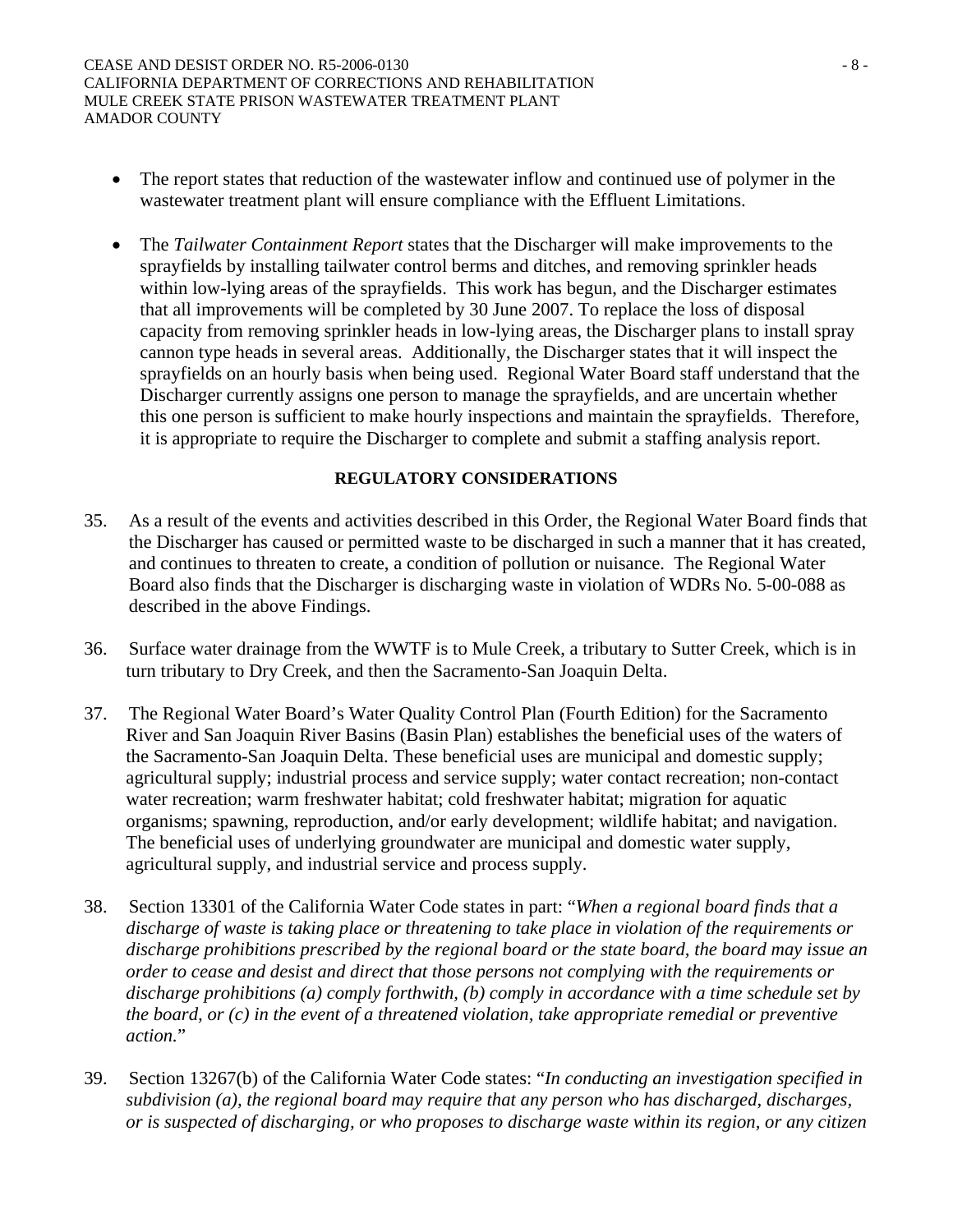- The report states that reduction of the wastewater inflow and continued use of polymer in the wastewater treatment plant will ensure compliance with the Effluent Limitations.

- The *Tailwater Containment Report* states that the Discharger will make improvements to the sprayfields by installing tailwater control berms and ditches, and removing sprinkler heads within low-lying areas of the sprayfields. This work has begun, and the Discharger estimates that all improvements will be completed by 30 June 2007. To replace the loss of disposal capacity from removing sprinkler heads in low-lying areas, the Discharger plans to install spray cannon type heads in several areas. Additionally, the Discharger states that it will inspect the sprayfields on an hourly basis when being used. Regional Water Board staff understand that the Discharger currently assigns one person to manage the sprayfields, and are uncertain whether this one person is sufficient to make hourly inspections and maintain the sprayfields. Therefore, it is appropriate to require the Discharger to complete and submit a staffing analysis report.

**REGULATORY CONSIDERATIONS**

35. As a result of the events and activities described in this Order, the Regional Water Board finds that the Discharger has caused or permitted waste to be discharged in such a manner that it has created, and continues to threaten to create, a condition of pollution or nuisance. The Regional Water Board also finds that the Discharger is discharging waste in violation of WDRs No. 5-00-088 as described in the above Findings.

36. Surface water drainage from the WWTF is to Mule Creek, a tributary to Sutter Creek, which is in turn tributary to Dry Creek, and then the Sacramento-San Joaquin Delta.

37. The Regional Water Board's Water Quality Control Plan (Fourth Edition) for the Sacramento River and San Joaquin River Basins (Basin Plan) establishes the beneficial uses of the waters of the Sacramento-San Joaquin Delta. These beneficial uses are municipal and domestic supply; agricultural supply; industrial process and service supply; water contact recreation; non-contact water recreation; warm freshwater habitat; cold freshwater habitat; migration for aquatic organisms; spawning, reproduction, and/or early development; wildlife habitat; and navigation. The beneficial uses of underlying groundwater are municipal and domestic water supply, agricultural supply, and industrial service and process supply.

38. Section 13301 of the California Water Code states in part: "*When a regional board finds that a discharge of waste is taking place or threatening to take place in violation of the requirements or discharge prohibitions prescribed by the regional board or the state board, the board may issue an order to cease and desist and direct that those persons not complying with the requirements or discharge prohibitions (a) comply forthwith, (b) comply in accordance with a time schedule set by the board, or (c) in the event of a threatened violation, take appropriate remedial or preventive action.*"

39. Section 13267(b) of the California Water Code states: "*In conducting an investigation specified in subdivision (a), the regional board may require that any person who has discharged, discharges, or is suspected of discharging, or who proposes to discharge waste within its region, or any citizen*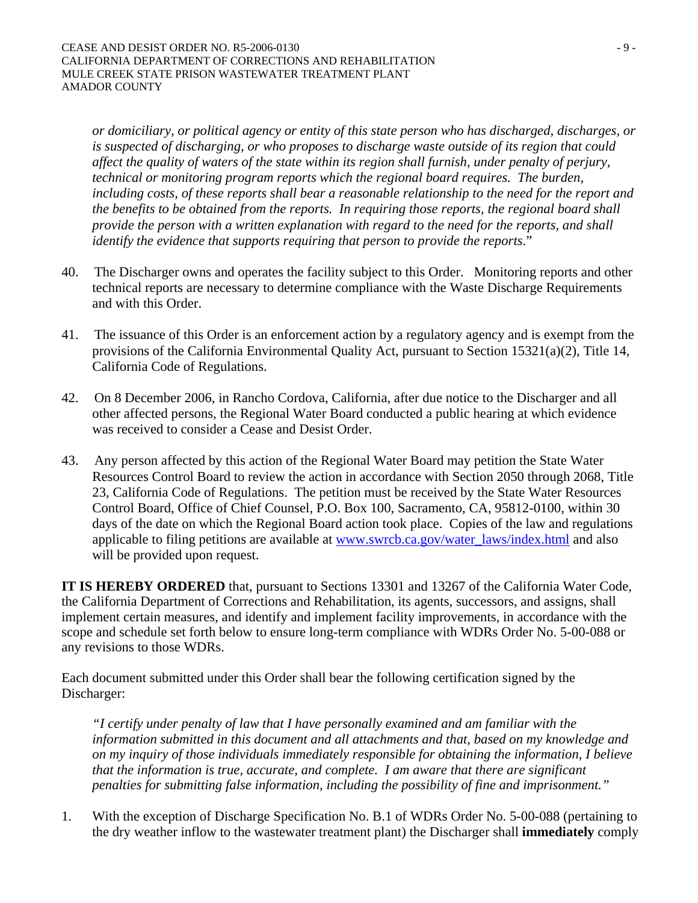*or domiciliary, or political agency or entity of this state person who has discharged, discharges, or is suspected of discharging, or who proposes to discharge waste outside of its region that could affect the quality of waters of the state within its region shall furnish, under penalty of perjury, technical or monitoring program reports which the regional board requires. The burden, including costs, of these reports shall bear a reasonable relationship to the need for the report and the benefits to be obtained from the reports. In requiring those reports, the regional board shall provide the person with a written explanation with regard to the need for the reports, and shall identify the evidence that supports requiring that person to provide the reports*."

40. The Discharger owns and operates the facility subject to this Order. Monitoring reports and other technical reports are necessary to determine compliance with the Waste Discharge Requirements and with this Order.

41. The issuance of this Order is an enforcement action by a regulatory agency and is exempt from the provisions of the California Environmental Quality Act, pursuant to Section 15321(a)(2), Title 14, California Code of Regulations.

42. On 8 December 2006, in Rancho Cordova, California, after due notice to the Discharger and all other affected persons, the Regional Water Board conducted a public hearing at which evidence was received to consider a Cease and Desist Order.

43. Any person affected by this action of the Regional Water Board may petition the State Water Resources Control Board to review the action in accordance with Section 2050 through 2068, Title 23, California Code of Regulations. The petition must be received by the State Water Resources Control Board, Office of Chief Counsel, P.O. Box 100, Sacramento, CA, 95812-0100, within 30 days of the date on which the Regional Board action took place. Copies of the law and regulations applicable to filing petitions are available at www.swrcb.ca.gov/water_laws/index.html and also will be provided upon request.

**IT IS HEREBY ORDERED** that, pursuant to Sections 13301 and 13267 of the California Water Code, the California Department of Corrections and Rehabilitation, its agents, successors, and assigns, shall implement certain measures, and identify and implement facility improvements, in accordance with the scope and schedule set forth below to ensure long-term compliance with WDRs Order No. 5-00-088 or any revisions to those WDRs.

Each document submitted under this Order shall bear the following certification signed by the Discharger:

*"I certify under penalty of law that I have personally examined and am familiar with the information submitted in this document and all attachments and that, based on my knowledge and on my inquiry of those individuals immediately responsible for obtaining the information, I believe that the information is true, accurate, and complete. I am aware that there are significant penalties for submitting false information, including the possibility of fine and imprisonment."*

1. With the exception of Discharge Specification No. B.1 of WDRs Order No. 5-00-088 (pertaining to the dry weather inflow to the wastewater treatment plant) the Discharger shall **immediately** comply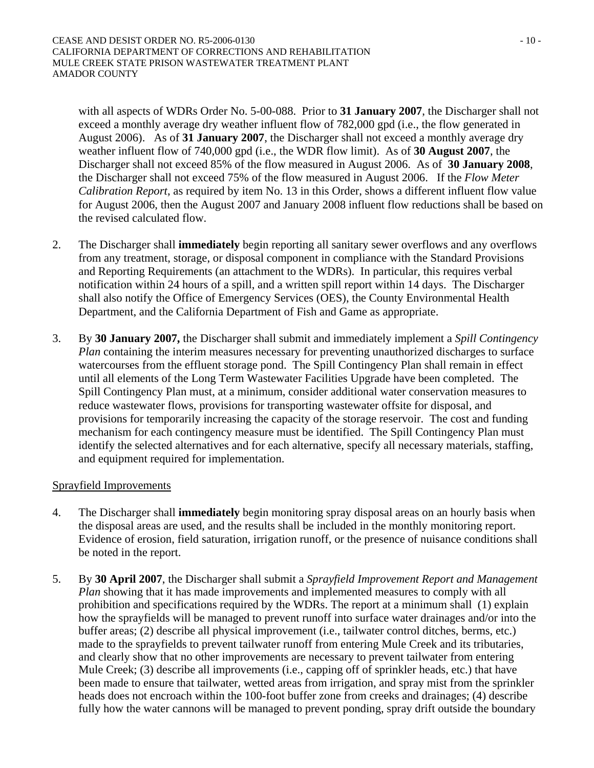with all aspects of WDRs Order No. 5-00-088. Prior to **31 January 2007**, the Discharger shall not exceed a monthly average dry weather influent flow of 782,000 gpd (i.e., the flow generated in August 2006). As of **31 January 2007**, the Discharger shall not exceed a monthly average dry weather influent flow of 740,000 gpd (i.e., the WDR flow limit). As of **30 August 2007**, the Discharger shall not exceed 85% of the flow measured in August 2006. As of **30 January 2008**, the Discharger shall not exceed 75% of the flow measured in August 2006. If the *Flow Meter Calibration Report*, as required by item No. 13 in this Order, shows a different influent flow value for August 2006, then the August 2007 and January 2008 influent flow reductions shall be based on the revised calculated flow.

2. The Discharger shall **immediately** begin reporting all sanitary sewer overflows and any overflows from any treatment, storage, or disposal component in compliance with the Standard Provisions and Reporting Requirements (an attachment to the WDRs). In particular, this requires verbal notification within 24 hours of a spill, and a written spill report within 14 days. The Discharger shall also notify the Office of Emergency Services (OES), the County Environmental Health Department, and the California Department of Fish and Game as appropriate.

3. By **30 January 2007,** the Discharger shall submit and immediately implement a *Spill Contingency Plan* containing the interim measures necessary for preventing unauthorized discharges to surface watercourses from the effluent storage pond. The Spill Contingency Plan shall remain in effect until all elements of the Long Term Wastewater Facilities Upgrade have been completed. The Spill Contingency Plan must, at a minimum, consider additional water conservation measures to reduce wastewater flows, provisions for transporting wastewater offsite for disposal, and provisions for temporarily increasing the capacity of the storage reservoir. The cost and funding mechanism for each contingency measure must be identified. The Spill Contingency Plan must identify the selected alternatives and for each alternative, specify all necessary materials, staffing, and equipment required for implementation.

<u>Sprayfield Improvements</u>

4. The Discharger shall **immediately** begin monitoring spray disposal areas on an hourly basis when the disposal areas are used, and the results shall be included in the monthly monitoring report. Evidence of erosion, field saturation, irrigation runoff, or the presence of nuisance conditions shall be noted in the report.

5. By **30 April 2007**, the Discharger shall submit a *Sprayfield Improvement Report and Management Plan* showing that it has made improvements and implemented measures to comply with all prohibition and specifications required by the WDRs. The report at a minimum shall (1) explain how the sprayfields will be managed to prevent runoff into surface water drainages and/or into the buffer areas; (2) describe all physical improvement (i.e., tailwater control ditches, berms, etc.) made to the sprayfields to prevent tailwater runoff from entering Mule Creek and its tributaries, and clearly show that no other improvements are necessary to prevent tailwater from entering Mule Creek; (3) describe all improvements (i.e., capping off of sprinkler heads, etc.) that have been made to ensure that tailwater, wetted areas from irrigation, and spray mist from the sprinkler heads does not encroach within the 100-foot buffer zone from creeks and drainages; (4) describe fully how the water cannons will be managed to prevent ponding, spray drift outside the boundary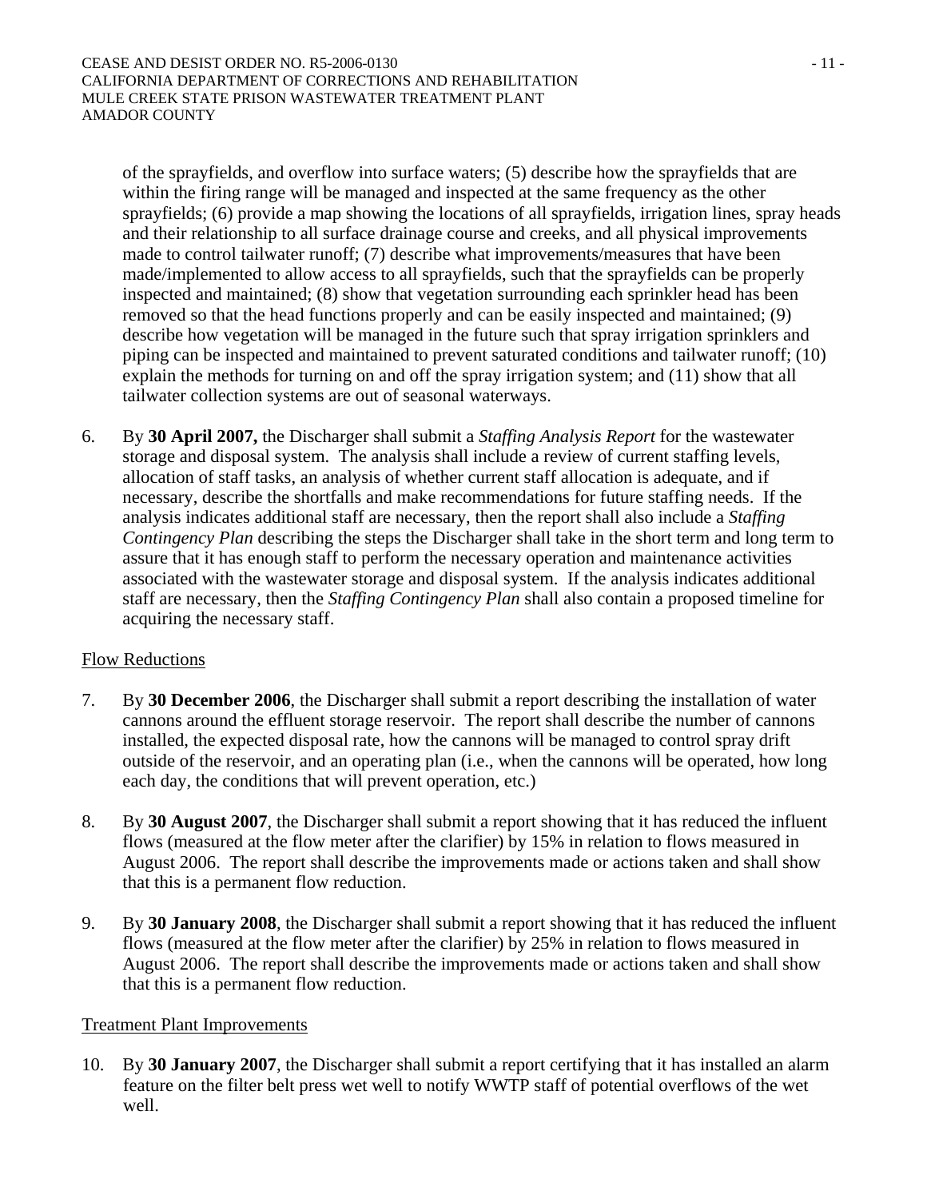of the sprayfields, and overflow into surface waters; (5) describe how the sprayfields that are within the firing range will be managed and inspected at the same frequency as the other sprayfields; (6) provide a map showing the locations of all sprayfields, irrigation lines, spray heads and their relationship to all surface drainage course and creeks, and all physical improvements made to control tailwater runoff; (7) describe what improvements/measures that have been made/implemented to allow access to all sprayfields, such that the sprayfields can be properly inspected and maintained; (8) show that vegetation surrounding each sprinkler head has been removed so that the head functions properly and can be easily inspected and maintained; (9) describe how vegetation will be managed in the future such that spray irrigation sprinklers and piping can be inspected and maintained to prevent saturated conditions and tailwater runoff; (10) explain the methods for turning on and off the spray irrigation system; and (11) show that all tailwater collection systems are out of seasonal waterways.

6. By **30 April 2007,** the Discharger shall submit a *Staffing Analysis Report* for the wastewater storage and disposal system. The analysis shall include a review of current staffing levels, allocation of staff tasks, an analysis of whether current staff allocation is adequate, and if necessary, describe the shortfalls and make recommendations for future staffing needs. If the analysis indicates additional staff are necessary, then the report shall also include a *Staffing Contingency Plan* describing the steps the Discharger shall take in the short term and long term to assure that it has enough staff to perform the necessary operation and maintenance activities associated with the wastewater storage and disposal system. If the analysis indicates additional staff are necessary, then the *Staffing Contingency Plan* shall also contain a proposed timeline for acquiring the necessary staff.

Flow Reductions

7. By **30 December 2006**, the Discharger shall submit a report describing the installation of water cannons around the effluent storage reservoir. The report shall describe the number of cannons installed, the expected disposal rate, how the cannons will be managed to control spray drift outside of the reservoir, and an operating plan (i.e., when the cannons will be operated, how long each day, the conditions that will prevent operation, etc.)

8. By **30 August 2007**, the Discharger shall submit a report showing that it has reduced the influent flows (measured at the flow meter after the clarifier) by 15% in relation to flows measured in August 2006. The report shall describe the improvements made or actions taken and shall show that this is a permanent flow reduction.

9. By **30 January 2008**, the Discharger shall submit a report showing that it has reduced the influent flows (measured at the flow meter after the clarifier) by 25% in relation to flows measured in August 2006. The report shall describe the improvements made or actions taken and shall show that this is a permanent flow reduction.

Treatment Plant Improvements

10. By **30 January 2007**, the Discharger shall submit a report certifying that it has installed an alarm feature on the filter belt press wet well to notify WWTP staff of potential overflows of the wet well.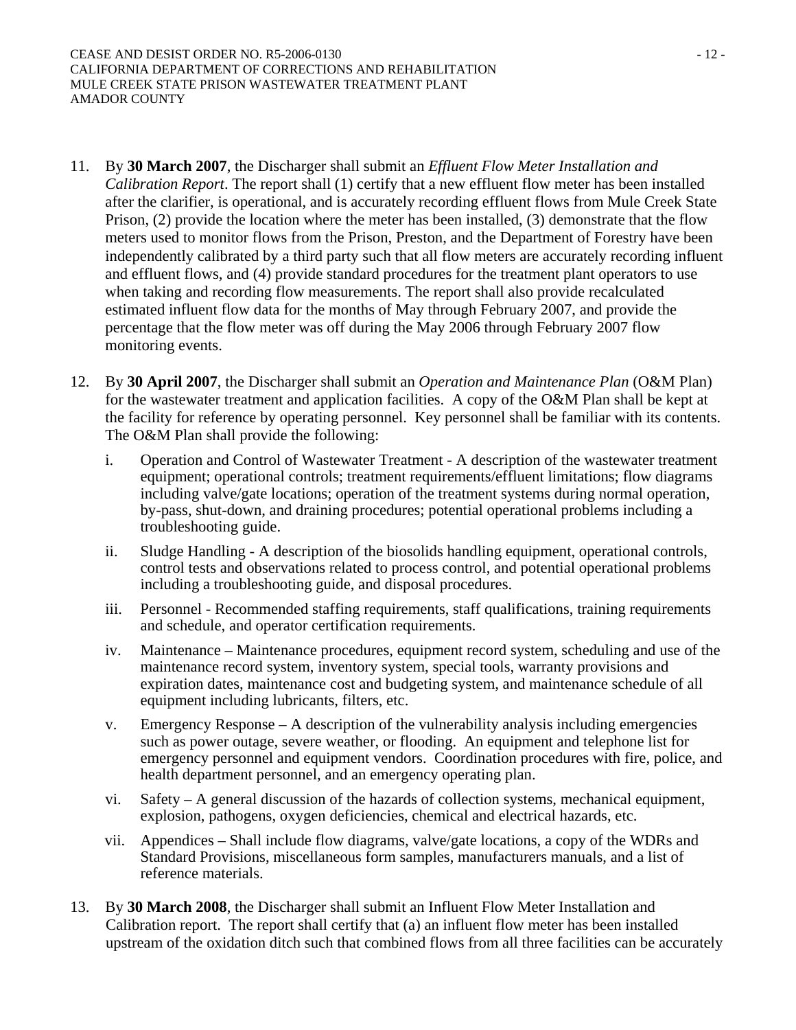11. By **30 March 2007**, the Discharger shall submit an *Effluent Flow Meter Installation and Calibration Report*. The report shall (1) certify that a new effluent flow meter has been installed after the clarifier, is operational, and is accurately recording effluent flows from Mule Creek State Prison, (2) provide the location where the meter has been installed, (3) demonstrate that the flow meters used to monitor flows from the Prison, Preston, and the Department of Forestry have been independently calibrated by a third party such that all flow meters are accurately recording influent and effluent flows, and (4) provide standard procedures for the treatment plant operators to use when taking and recording flow measurements. The report shall also provide recalculated estimated influent flow data for the months of May through February 2007, and provide the percentage that the flow meter was off during the May 2006 through February 2007 flow monitoring events.

12. By **30 April 2007**, the Discharger shall submit an *Operation and Maintenance Plan* (O&M Plan) for the wastewater treatment and application facilities. A copy of the O&M Plan shall be kept at the facility for reference by operating personnel. Key personnel shall be familiar with its contents. The O&M Plan shall provide the following:

    i. Operation and Control of Wastewater Treatment - A description of the wastewater treatment equipment; operational controls; treatment requirements/effluent limitations; flow diagrams including valve/gate locations; operation of the treatment systems during normal operation, by-pass, shut-down, and draining procedures; potential operational problems including a troubleshooting guide.

    ii. Sludge Handling - A description of the biosolids handling equipment, operational controls, control tests and observations related to process control, and potential operational problems including a troubleshooting guide, and disposal procedures.

    iii. Personnel - Recommended staffing requirements, staff qualifications, training requirements and schedule, and operator certification requirements.

    iv. Maintenance – Maintenance procedures, equipment record system, scheduling and use of the maintenance record system, inventory system, special tools, warranty provisions and expiration dates, maintenance cost and budgeting system, and maintenance schedule of all equipment including lubricants, filters, etc.

    v. Emergency Response – A description of the vulnerability analysis including emergencies such as power outage, severe weather, or flooding. An equipment and telephone list for emergency personnel and equipment vendors. Coordination procedures with fire, police, and health department personnel, and an emergency operating plan.

    vi. Safety – A general discussion of the hazards of collection systems, mechanical equipment, explosion, pathogens, oxygen deficiencies, chemical and electrical hazards, etc.

    vii. Appendices – Shall include flow diagrams, valve/gate locations, a copy of the WDRs and Standard Provisions, miscellaneous form samples, manufacturers manuals, and a list of reference materials.

13. By **30 March 2008**, the Discharger shall submit an Influent Flow Meter Installation and Calibration report. The report shall certify that (a) an influent flow meter has been installed upstream of the oxidation ditch such that combined flows from all three facilities can be accurately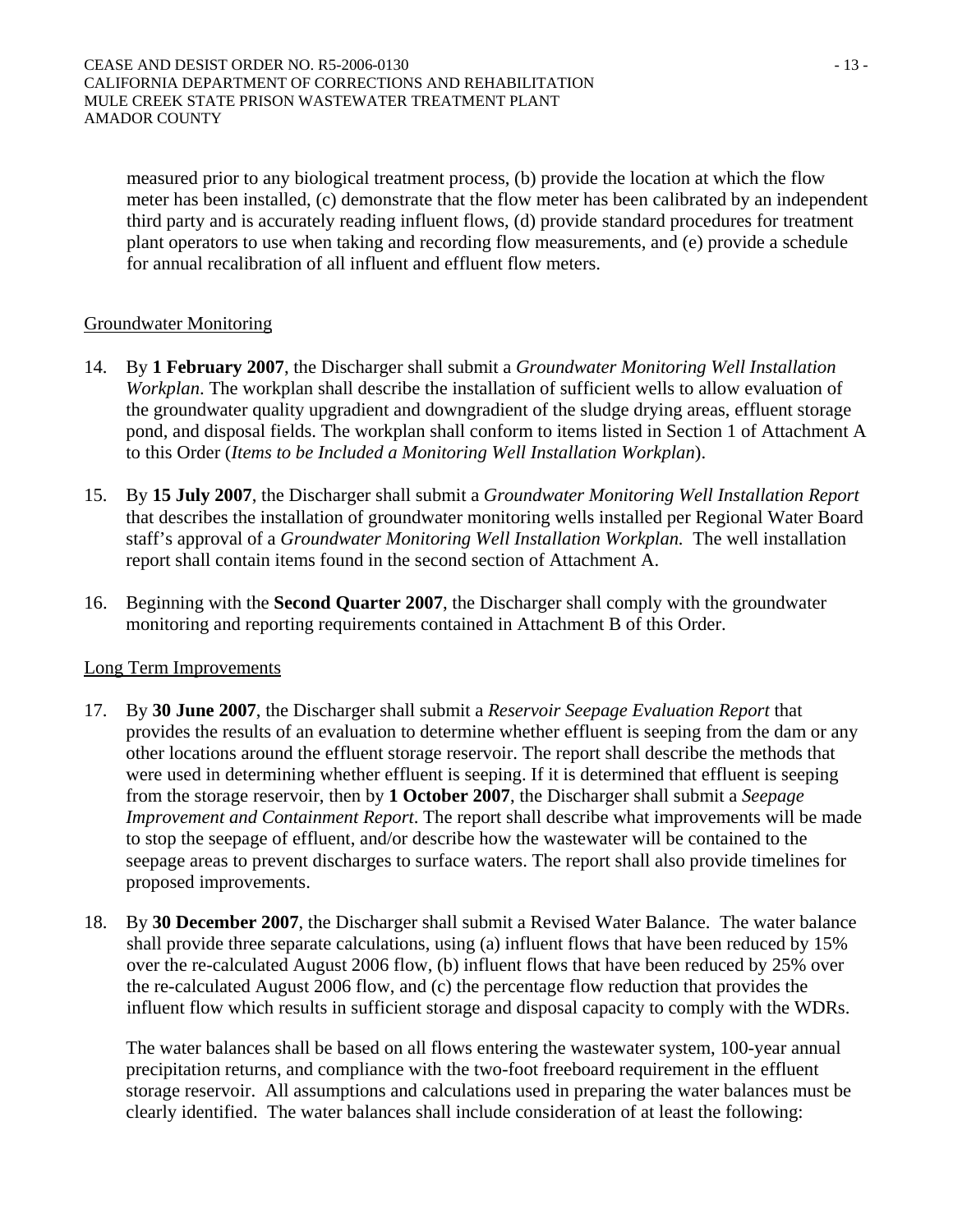measured prior to any biological treatment process, (b) provide the location at which the flow meter has been installed, (c) demonstrate that the flow meter has been calibrated by an independent third party and is accurately reading influent flows, (d) provide standard procedures for treatment plant operators to use when taking and recording flow measurements, and (e) provide a schedule for annual recalibration of all influent and effluent flow meters.

<u>Groundwater Monitoring</u>

14. By **1 February 2007**, the Discharger shall submit a *Groundwater Monitoring Well Installation Workplan*. The workplan shall describe the installation of sufficient wells to allow evaluation of the groundwater quality upgradient and downgradient of the sludge drying areas, effluent storage pond, and disposal fields. The workplan shall conform to items listed in Section 1 of Attachment A to this Order (*Items to be Included a Monitoring Well Installation Workplan*).

15. By **15 July 2007**, the Discharger shall submit a *Groundwater Monitoring Well Installation Report* that describes the installation of groundwater monitoring wells installed per Regional Water Board staff's approval of a *Groundwater Monitoring Well Installation Workplan.* The well installation report shall contain items found in the second section of Attachment A.

16. Beginning with the **Second Quarter 2007**, the Discharger shall comply with the groundwater monitoring and reporting requirements contained in Attachment B of this Order.

<u>Long Term Improvements</u>

17. By **30 June 2007**, the Discharger shall submit a *Reservoir Seepage Evaluation Report* that provides the results of an evaluation to determine whether effluent is seeping from the dam or any other locations around the effluent storage reservoir. The report shall describe the methods that were used in determining whether effluent is seeping. If it is determined that effluent is seeping from the storage reservoir, then by **1 October 2007**, the Discharger shall submit a *Seepage Improvement and Containment Report*. The report shall describe what improvements will be made to stop the seepage of effluent, and/or describe how the wastewater will be contained to the seepage areas to prevent discharges to surface waters. The report shall also provide timelines for proposed improvements.

18. By **30 December 2007**, the Discharger shall submit a Revised Water Balance. The water balance shall provide three separate calculations, using (a) influent flows that have been reduced by 15% over the re-calculated August 2006 flow, (b) influent flows that have been reduced by 25% over the re-calculated August 2006 flow, and (c) the percentage flow reduction that provides the influent flow which results in sufficient storage and disposal capacity to comply with the WDRs.

    The water balances shall be based on all flows entering the wastewater system, 100-year annual precipitation returns, and compliance with the two-foot freeboard requirement in the effluent storage reservoir. All assumptions and calculations used in preparing the water balances must be clearly identified. The water balances shall include consideration of at least the following: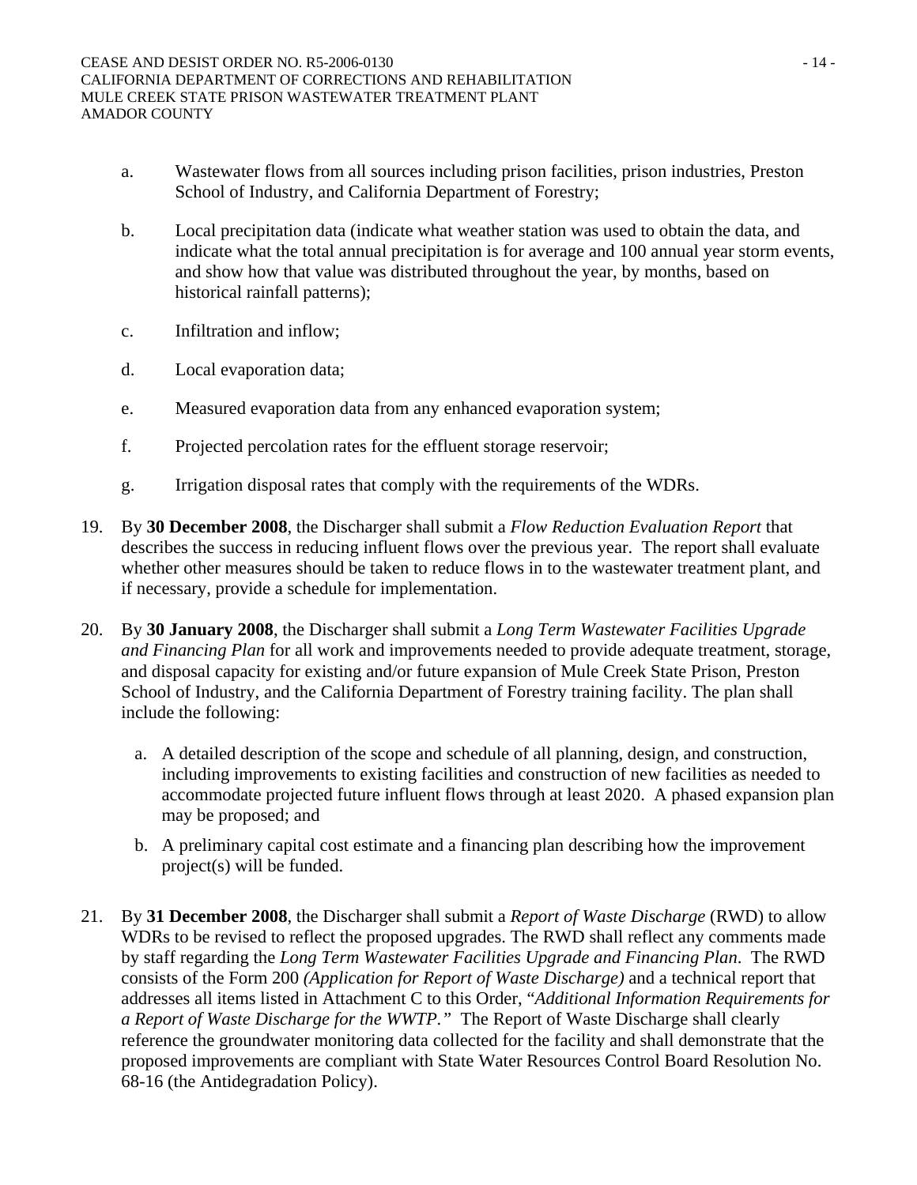a. Wastewater flows from all sources including prison facilities, prison industries, Preston School of Industry, and California Department of Forestry;

b. Local precipitation data (indicate what weather station was used to obtain the data, and indicate what the total annual precipitation is for average and 100 annual year storm events, and show how that value was distributed throughout the year, by months, based on historical rainfall patterns);

c. Infiltration and inflow;

d. Local evaporation data;

e. Measured evaporation data from any enhanced evaporation system;

f. Projected percolation rates for the effluent storage reservoir;

g. Irrigation disposal rates that comply with the requirements of the WDRs.

19. By **30 December 2008**, the Discharger shall submit a *Flow Reduction Evaluation Report* that describes the success in reducing influent flows over the previous year. The report shall evaluate whether other measures should be taken to reduce flows in to the wastewater treatment plant, and if necessary, provide a schedule for implementation.

20. By **30 January 2008**, the Discharger shall submit a *Long Term Wastewater Facilities Upgrade and Financing Plan* for all work and improvements needed to provide adequate treatment, storage, and disposal capacity for existing and/or future expansion of Mule Creek State Prison, Preston School of Industry, and the California Department of Forestry training facility. The plan shall include the following:

    a. A detailed description of the scope and schedule of all planning, design, and construction, including improvements to existing facilities and construction of new facilities as needed to accommodate projected future influent flows through at least 2020. A phased expansion plan may be proposed; and

    b. A preliminary capital cost estimate and a financing plan describing how the improvement project(s) will be funded.

21. By **31 December 2008**, the Discharger shall submit a *Report of Waste Discharge* (RWD) to allow WDRs to be revised to reflect the proposed upgrades. The RWD shall reflect any comments made by staff regarding the *Long Term Wastewater Facilities Upgrade and Financing Plan*. The RWD consists of the Form 200 *(Application for Report of Waste Discharge)* and a technical report that addresses all items listed in Attachment C to this Order, "*Additional Information Requirements for a Report of Waste Discharge for the WWTP.*" The Report of Waste Discharge shall clearly reference the groundwater monitoring data collected for the facility and shall demonstrate that the proposed improvements are compliant with State Water Resources Control Board Resolution No. 68-16 (the Antidegradation Policy).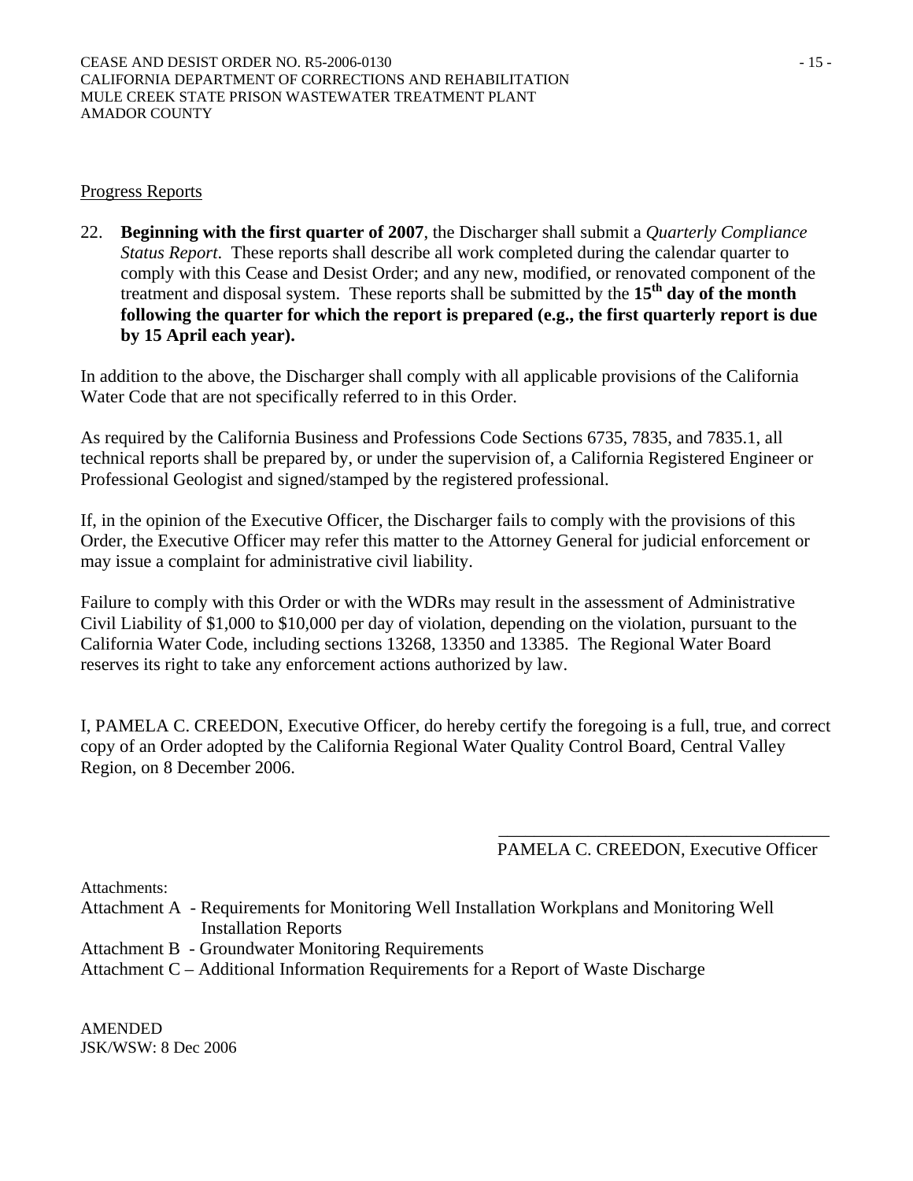Progress Reports

22. **Beginning with the first quarter of 2007**, the Discharger shall submit a *Quarterly Compliance Status Report*. These reports shall describe all work completed during the calendar quarter to comply with this Cease and Desist Order; and any new, modified, or renovated component of the treatment and disposal system. These reports shall be submitted by the **15th day of the month following the quarter for which the report is prepared (e.g., the first quarterly report is due by 15 April each year).**

In addition to the above, the Discharger shall comply with all applicable provisions of the California Water Code that are not specifically referred to in this Order.

As required by the California Business and Professions Code Sections 6735, 7835, and 7835.1, all technical reports shall be prepared by, or under the supervision of, a California Registered Engineer or Professional Geologist and signed/stamped by the registered professional.

If, in the opinion of the Executive Officer, the Discharger fails to comply with the provisions of this Order, the Executive Officer may refer this matter to the Attorney General for judicial enforcement or may issue a complaint for administrative civil liability.

Failure to comply with this Order or with the WDRs may result in the assessment of Administrative Civil Liability of $1,000 to $10,000 per day of violation, depending on the violation, pursuant to the California Water Code, including sections 13268, 13350 and 13385. The Regional Water Board reserves its right to take any enforcement actions authorized by law.

I, PAMELA C. CREEDON, Executive Officer, do hereby certify the foregoing is a full, true, and correct copy of an Order adopted by the California Regional Water Quality Control Board, Central Valley Region, on 8 December 2006.

PAMELA C. CREEDON, Executive Officer

Attachments:
Attachment A - Requirements for Monitoring Well Installation Workplans and Monitoring Well Installation Reports
Attachment B - Groundwater Monitoring Requirements
Attachment C – Additional Information Requirements for a Report of Waste Discharge

AMENDED
JSK/WSW: 8 Dec 2006